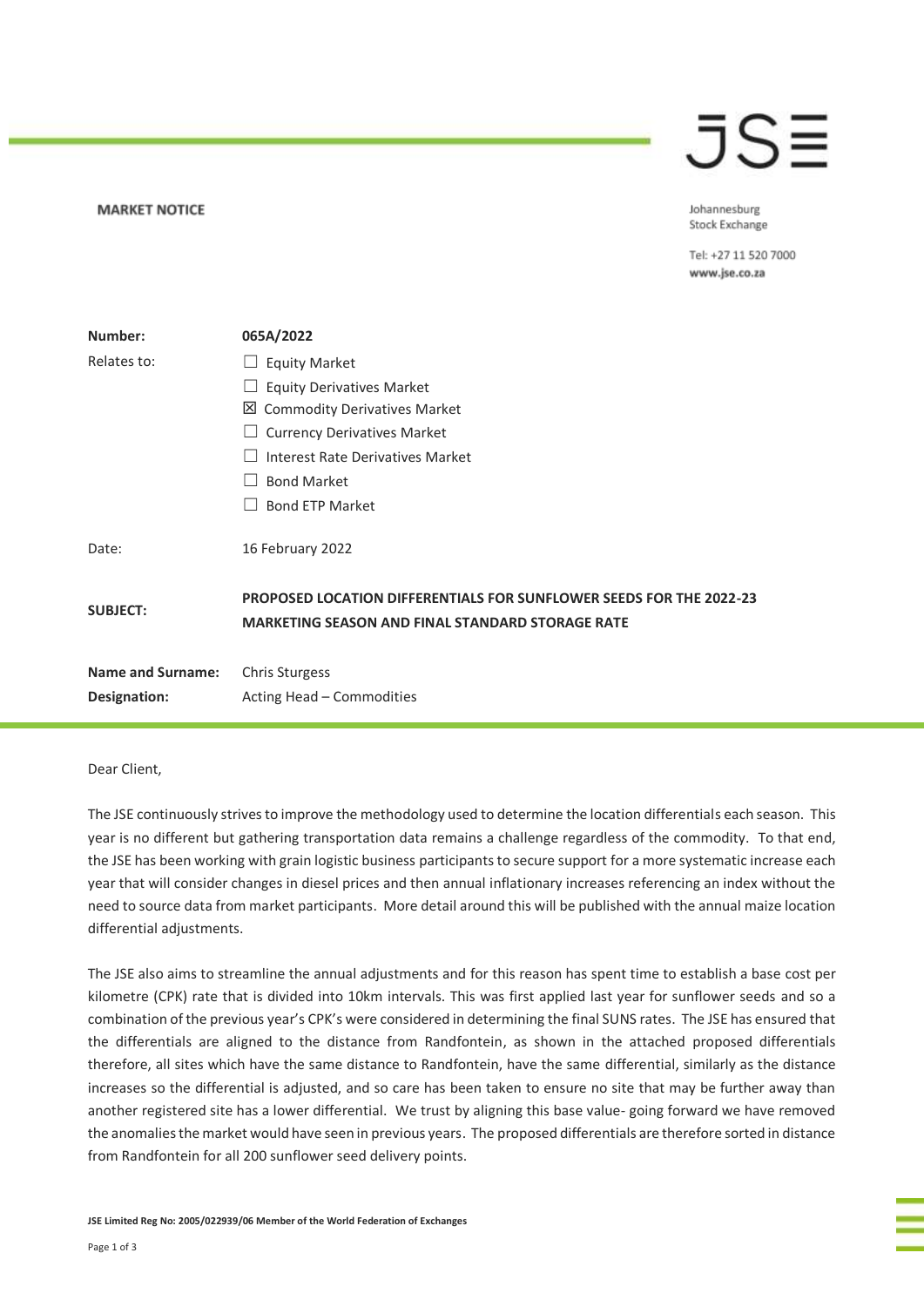**MARKET NOTICE**

Johannesburg Stock Exchange

Tel: +27 11 520 7000
www.jse.co.za

| | |
|---|---|
| **Number:** | **065A/2022** |
| Relates to: | ☐ Equity Market<br>☐ Equity Derivatives Market<br>☒ Commodity Derivatives Market<br>☐ Currency Derivatives Market<br>☐ Interest Rate Derivatives Market<br>☐ Bond Market<br>☐ Bond ETP Market |
| Date: | 16 February 2022 |
| **SUBJECT:** | **PROPOSED LOCATION DIFFERENTIALS FOR SUNFLOWER SEEDS FOR THE 2022-23 MARKETING SEASON AND FINAL STANDARD STORAGE RATE** |
| **Name and Surname:** | Chris Sturgess |
| **Designation:** | Acting Head – Commodities |

Dear Client,

The JSE continuously strives to improve the methodology used to determine the location differentials each season. This year is no different but gathering transportation data remains a challenge regardless of the commodity. To that end, the JSE has been working with grain logistic business participants to secure support for a more systematic increase each year that will consider changes in diesel prices and then annual inflationary increases referencing an index without the need to source data from market participants. More detail around this will be published with the annual maize location differential adjustments.

The JSE also aims to streamline the annual adjustments and for this reason has spent time to establish a base cost per kilometre (CPK) rate that is divided into 10km intervals. This was first applied last year for sunflower seeds and so a combination of the previous year's CPK's were considered in determining the final SUNS rates. The JSE has ensured that the differentials are aligned to the distance from Randfontein, as shown in the attached proposed differentials therefore, all sites which have the same distance to Randfontein, have the same differential, similarly as the distance increases so the differential is adjusted, and so care has been taken to ensure no site that may be further away than another registered site has a lower differential. We trust by aligning this base value- going forward we have removed the anomalies the market would have seen in previous years. The proposed differentials are therefore sorted in distance from Randfontein for all 200 sunflower seed delivery points.

JSE Limited Reg No: 2005/022939/06 Member of the World Federation of Exchanges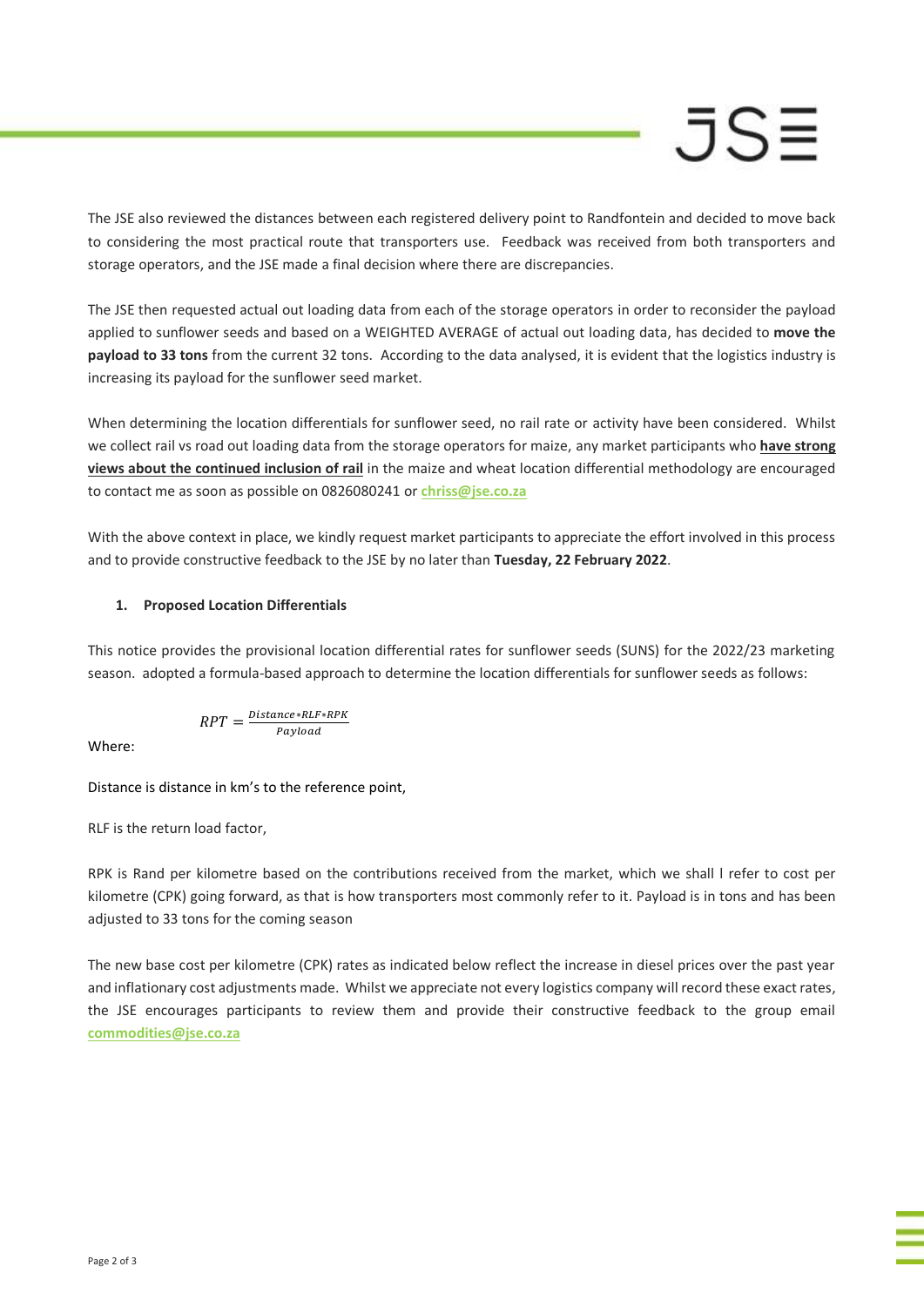The JSE also reviewed the distances between each registered delivery point to Randfontein and decided to move back to considering the most practical route that transporters use. Feedback was received from both transporters and storage operators, and the JSE made a final decision where there are discrepancies.

The JSE then requested actual out loading data from each of the storage operators in order to reconsider the payload applied to sunflower seeds and based on a WEIGHTED AVERAGE of actual out loading data, has decided to **move the payload to 33 tons** from the current 32 tons. According to the data analysed, it is evident that the logistics industry is increasing its payload for the sunflower seed market.

When determining the location differentials for sunflower seed, no rail rate or activity have been considered. Whilst we collect rail vs road out loading data from the storage operators for maize, any market participants who **have strong views about the continued inclusion of rail** in the maize and wheat location differential methodology are encouraged to contact me as soon as possible on 0826080241 or **chriss@jse.co.za**

With the above context in place, we kindly request market participants to appreciate the effort involved in this process and to provide constructive feedback to the JSE by no later than **Tuesday, 22 February 2022**.

1. **Proposed Location Differentials**

This notice provides the provisional location differential rates for sunflower seeds (SUNS) for the 2022/23 marketing season. adopted a formula-based approach to determine the location differentials for sunflower seeds as follows:

$$RPT = \frac{Distance * RLF * RPK}{Payload}$$

Where:

Distance is distance in km's to the reference point,

RLF is the return load factor,

RPK is Rand per kilometre based on the contributions received from the market, which we shall l refer to cost per kilometre (CPK) going forward, as that is how transporters most commonly refer to it. Payload is in tons and has been adjusted to 33 tons for the coming season

The new base cost per kilometre (CPK) rates as indicated below reflect the increase in diesel prices over the past year and inflationary cost adjustments made. Whilst we appreciate not every logistics company will record these exact rates, the JSE encourages participants to review them and provide their constructive feedback to the group email **commodities@jse.co.za**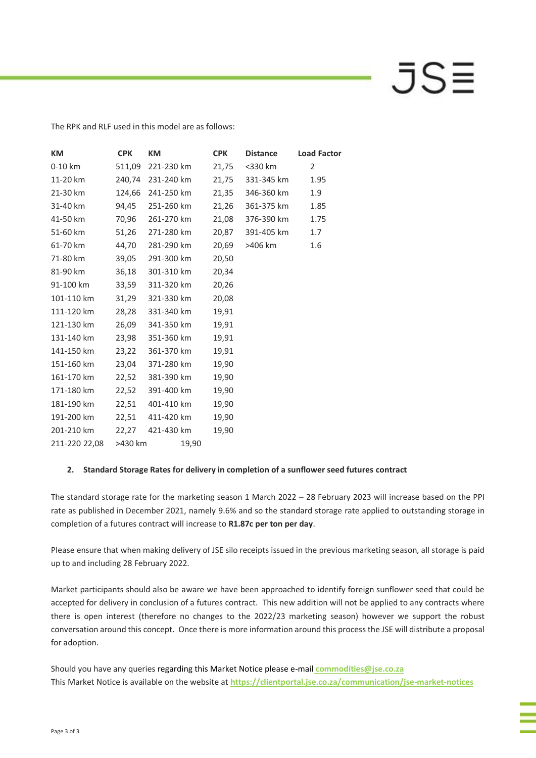The RPK and RLF used in this model are as follows:

| KM | CPK | KM | CPK | Distance | Load Factor |
|---|---|---|---|---|---|
| 0-10 km | 511,09 | 221-230 km | 21,75 | <330 km | 2 |
| 11-20 km | 240,74 | 231-240 km | 21,75 | 331-345 km | 1.95 |
| 21-30 km | 124,66 | 241-250 km | 21,35 | 346-360 km | 1.9 |
| 31-40 km | 94,45 | 251-260 km | 21,26 | 361-375 km | 1.85 |
| 41-50 km | 70,96 | 261-270 km | 21,08 | 376-390 km | 1.75 |
| 51-60 km | 51,26 | 271-280 km | 20,87 | 391-405 km | 1.7 |
| 61-70 km | 44,70 | 281-290 km | 20,69 | >406 km | 1.6 |
| 71-80 km | 39,05 | 291-300 km | 20,50 | | |
| 81-90 km | 36,18 | 301-310 km | 20,34 | | |
| 91-100 km | 33,59 | 311-320 km | 20,26 | | |
| 101-110 km | 31,29 | 321-330 km | 20,08 | | |
| 111-120 km | 28,28 | 331-340 km | 19,91 | | |
| 121-130 km | 26,09 | 341-350 km | 19,91 | | |
| 131-140 km | 23,98 | 351-360 km | 19,91 | | |
| 141-150 km | 23,22 | 361-370 km | 19,91 | | |
| 151-160 km | 23,04 | 371-280 km | 19,90 | | |
| 161-170 km | 22,52 | 381-390 km | 19,90 | | |
| 171-180 km | 22,52 | 391-400 km | 19,90 | | |
| 181-190 km | 22,51 | 401-410 km | 19,90 | | |
| 191-200 km | 22,51 | 411-420 km | 19,90 | | |
| 201-210 km | 22,27 | 421-430 km | 19,90 | | |
| 211-220 | 22,08 | >430 km | 19,90 | | |

**2. Standard Storage Rates for delivery in completion of a sunflower seed futures contract**

The standard storage rate for the marketing season 1 March 2022 – 28 February 2023 will increase based on the PPI rate as published in December 2021, namely 9.6% and so the standard storage rate applied to outstanding storage in completion of a futures contract will increase to **R1.87c per ton per day**.

Please ensure that when making delivery of JSE silo receipts issued in the previous marketing season, all storage is paid up to and including 28 February 2022.

Market participants should also be aware we have been approached to identify foreign sunflower seed that could be accepted for delivery in conclusion of a futures contract. This new addition will not be applied to any contracts where there is open interest (therefore no changes to the 2022/23 marketing season) however we support the robust conversation around this concept. Once there is more information around this process the JSE will distribute a proposal for adoption.

Should you have any queries regarding this Market Notice please e-mail commodities@jse.co.za
This Market Notice is available on the website at https://clientportal.jse.co.za/communication/jse-market-notices